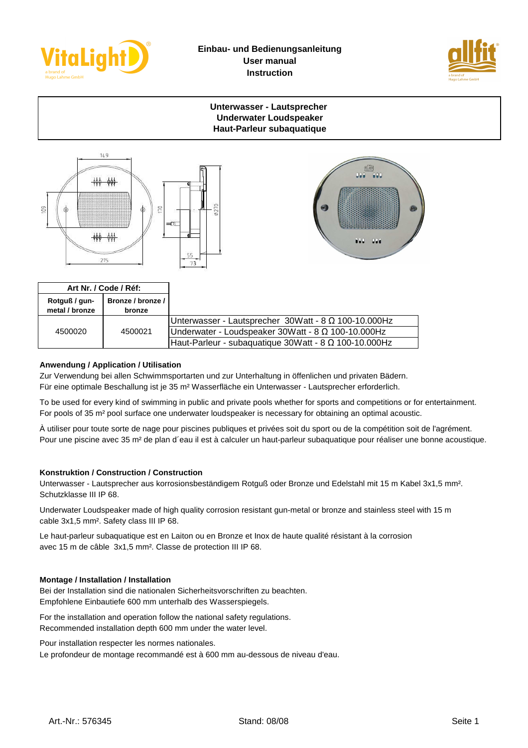**Einbau- und Bedienungsanleitung**
**User manual**
**Instruction**

# Unterwasser - Lautsprecher
# Underwater Loudspeaker
# Haut-Parleur subaquatique

| Art Nr. / Code / Réf: | | |
|---|---|---|
| **Rotguß / gun-metal / bronze** | **Bronze / bronze / bronze** | |
| 4500020 | 4500021 | Unterwasser - Lautsprecher 30Watt - 8 Ω 100-10.000Hz<br>Underwater - Loudspeaker 30Watt - 8 Ω 100-10.000Hz<br>Haut-Parleur - subaquatique 30Watt - 8 Ω 100-10.000Hz |

### Anwendung / Application / Utilisation

Zur Verwendung bei allen Schwimmsportarten und zur Unterhaltung in öffenlichen und privaten Bädern.
Für eine optimale Beschallung ist je 35 m² Wasserfläche ein Unterwasser - Lautsprecher erforderlich.

To be used for every kind of swimming in public and private pools whether for sports and competitions or for entertainment.
For pools of 35 m² pool surface one underwater loudspeaker is necessary for obtaining an optimal acoustic.

À utiliser pour toute sorte de nage pour piscines publiques et privées soit du sport ou de la compétition soit de l'agrément.
Pour une piscine avec 35 m² de plan d´eau il est à calculer un haut-parleur subaquatique pour réaliser une bonne acoustique.

### Konstruktion / Construction / Construction

Unterwasser - Lautsprecher aus korrosionsbeständigem Rotguß oder Bronze und Edelstahl mit 15 m Kabel 3x1,5 mm².
Schutzklasse III IP 68.

Underwater Loudspeaker made of high quality corrosion resistant gun-metal or bronze and stainless steel with 15 m cable 3x1,5 mm². Safety class III IP 68.

Le haut-parleur subaquatique est en Laiton ou en Bronze et Inox de haute qualité résistant à la corrosion avec 15 m de câble 3x1,5 mm². Classe de protection III IP 68.

### Montage / Installation / Installation

Bei der Installation sind die nationalen Sicherheitsvorschriften zu beachten.
Empfohlene Einbautiefe 600 mm unterhalb des Wasserspiegels.

For the installation and operation follow the national safety regulations.
Recommended installation depth 600 mm under the water level.

Pour installation respecter les normes nationales.
Le profondeur de montage recommandé est à 600 mm au-dessous de niveau d'eau.

Art.-Nr.: 576345 Stand: 08/08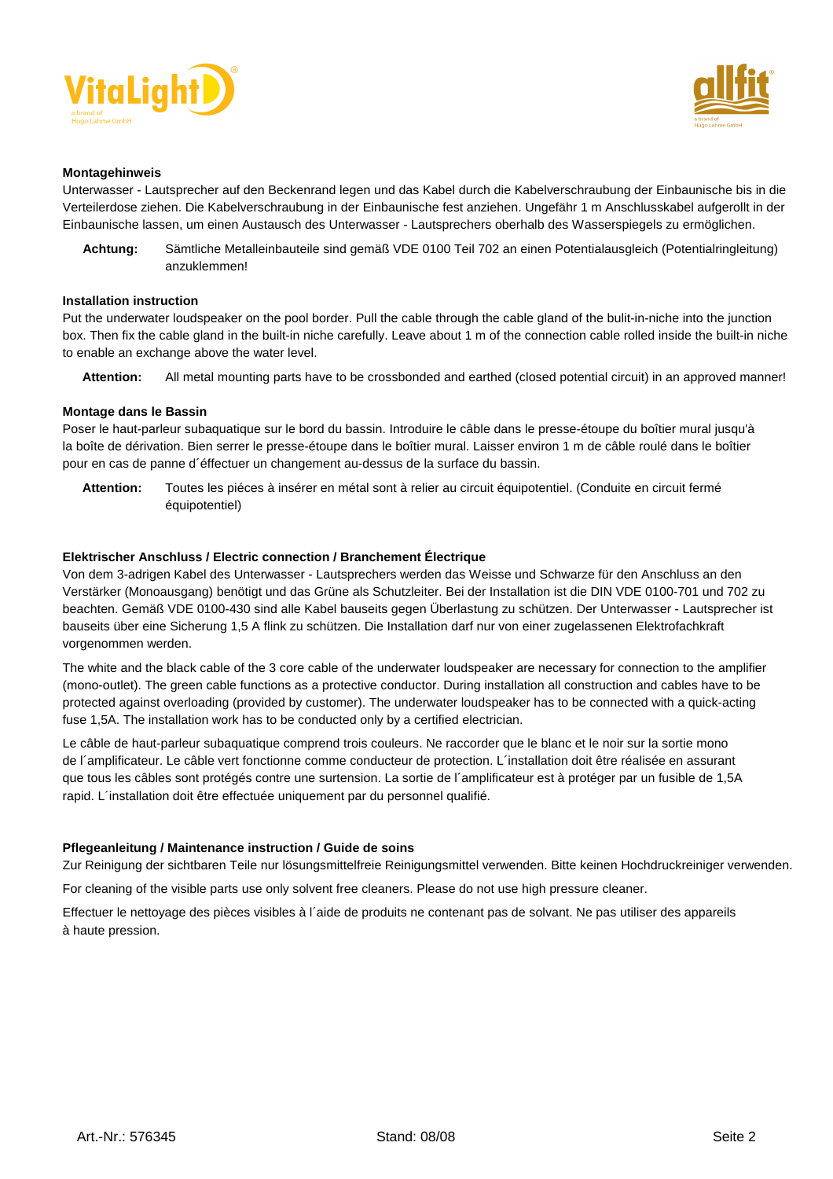**Montagehinweis**

Unterwasser - Lautsprecher auf den Beckenrand legen und das Kabel durch die Kabelverschraubung der Einbaunische bis in die Verteilerdose ziehen. Die Kabelverschraubung in der Einbaunische fest anziehen. Ungefähr 1 m Anschlusskabel aufgerollt in der Einbaunische lassen, um einen Austausch des Unterwasser - Lautsprechers oberhalb des Wasserspiegels zu ermöglichen.

**Achtung:** Sämtliche Metalleinbauteile sind gemäß VDE 0100 Teil 702 an einen Potentialausgleich (Potentialringleitung) anzuklemmen!

**Installation instruction**

Put the underwater loudspeaker on the pool border. Pull the cable through the cable gland of the bulit-in-niche into the junction box. Then fix the cable gland in the built-in niche carefully. Leave about 1 m of the connection cable rolled inside the built-in niche to enable an exchange above the water level.

**Attention:** All metal mounting parts have to be crossbonded and earthed (closed potential circuit) in an approved manner!

**Montage dans le Bassin**

Poser le haut-parleur subaquatique sur le bord du bassin. Introduire le câble dans le presse-étoupe du boîtier mural jusqu'à la boîte de dérivation. Bien serrer le presse-étoupe dans le boîtier mural. Laisser environ 1 m de câble roulé dans le boîtier pour en cas de panne d´éffectuer un changement au-dessus de la surface du bassin.

**Attention:** Toutes les piéces à insérer en métal sont à relier au circuit équipotentiel. (Conduite en circuit fermé équipotentiel)

**Elektrischer Anschluss / Electric connection / Branchement Électrique**

Von dem 3-adrigen Kabel des Unterwasser - Lautsprechers werden das Weisse und Schwarze für den Anschluss an den Verstärker (Monoausgang) benötigt und das Grüne als Schutzleiter. Bei der Installation ist die DIN VDE 0100-701 und 702 zu beachten. Gemäß VDE 0100-430 sind alle Kabel bauseits gegen Überlastung zu schützen. Der Unterwasser - Lautsprecher ist bauseits über eine Sicherung 1,5 A flink zu schützen. Die Installation darf nur von einer zugelassenen Elektrofachkraft vorgenommen werden.

The white and the black cable of the 3 core cable of the underwater loudspeaker are necessary for connection to the amplifier (mono-outlet). The green cable functions as a protective conductor. During installation all construction and cables have to be protected against overloading (provided by customer). The underwater loudspeaker has to be connected with a quick-acting fuse 1,5A. The installation work has to be conducted only by a certified electrician.

Le câble de haut-parleur subaquatique comprend trois couleurs. Ne raccorder que le blanc et le noir sur la sortie mono de l´amplificateur. Le câble vert fonctionne comme conducteur de protection. L´installation doit être réalisée en assurant que tous les câbles sont protégés contre une surtension. La sortie de l´amplificateur est à protéger par un fusible de 1,5A rapid. L´installation doit être effectuée uniquement par du personnel qualifié.

**Pflegeanleitung / Maintenance instruction / Guide de soins**

Zur Reinigung der sichtbaren Teile nur lösungsmittelfreie Reinigungsmittel verwenden. Bitte keinen Hochdruckreiniger verwenden.

For cleaning of the visible parts use only solvent free cleaners. Please do not use high pressure cleaner.

Effectuer le nettoyage des pièces visibles à l´aide de produits ne contenant pas de solvant. Ne pas utiliser des appareils à haute pression.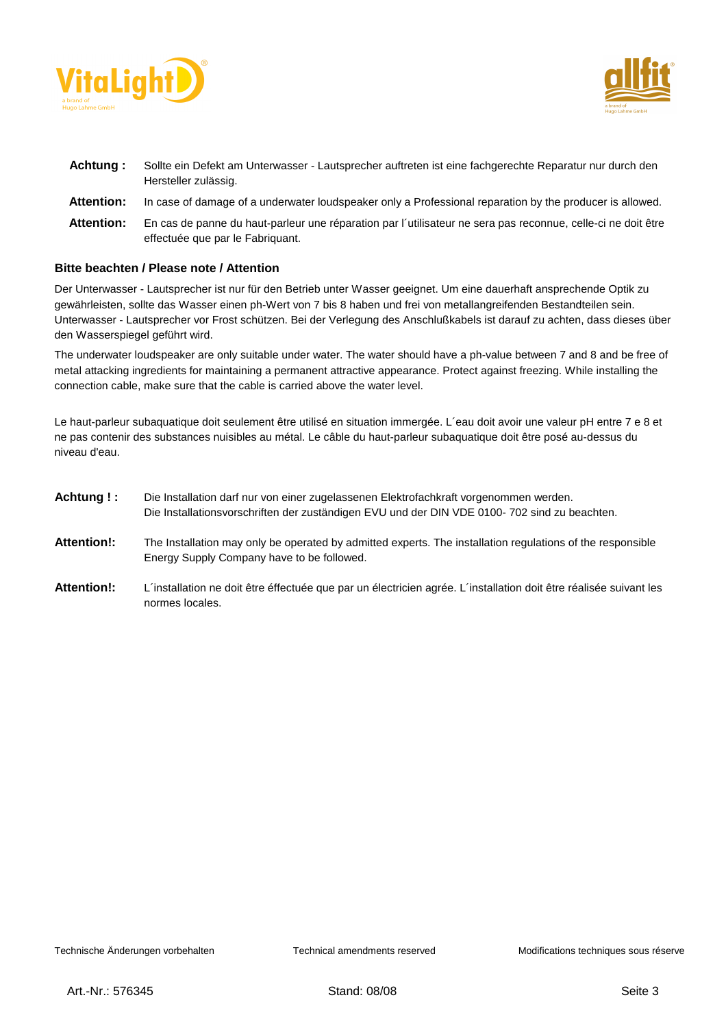**Achtung :** Sollte ein Defekt am Unterwasser - Lautsprecher auftreten ist eine fachgerechte Reparatur nur durch den Hersteller zulässig.

**Attention:** In case of damage of a underwater loudspeaker only a Professional reparation by the producer is allowed.

**Attention:** En cas de panne du haut-parleur une réparation par l´utilisateur ne sera pas reconnue, celle-ci ne doit être effectuée que par le Fabriquant.

**Bitte beachten / Please note / Attention**

Der Unterwasser - Lautsprecher ist nur für den Betrieb unter Wasser geeignet. Um eine dauerhaft ansprechende Optik zu gewährleisten, sollte das Wasser einen ph-Wert von 7 bis 8 haben und frei von metallangreifenden Bestandteilen sein. Unterwasser - Lautsprecher vor Frost schützen. Bei der Verlegung des Anschlußkabels ist darauf zu achten, dass dieses über den Wasserspiegel geführt wird.

The underwater loudspeaker are only suitable under water. The water should have a ph-value between 7 and 8 and be free of metal attacking ingredients for maintaining a permanent attractive appearance. Protect against freezing. While installing the connection cable, make sure that the cable is carried above the water level.

Le haut-parleur subaquatique doit seulement être utilisé en situation immergée. L´eau doit avoir une valeur pH entre 7 e 8 et ne pas contenir des substances nuisibles au métal. Le câble du haut-parleur subaquatique doit être posé au-dessus du niveau d'eau.

**Achtung ! :** Die Installation darf nur von einer zugelassenen Elektrofachkraft vorgenommen werden.
Die Installationsvorschriften der zuständigen EVU und der DIN VDE 0100- 702 sind zu beachten.

**Attention!:** The Installation may only be operated by admitted experts. The installation regulations of the responsible Energy Supply Company have to be followed.

**Attention!:** L´installation ne doit être éffectuée que par un électricien agrée. L´installation doit être réalisée suivant les normes locales.

Technische Änderungen vorbehalten | Technical amendments reserved | Modifications techniques sous réserve

Art.-Nr.: 576345 | Stand: 08/08